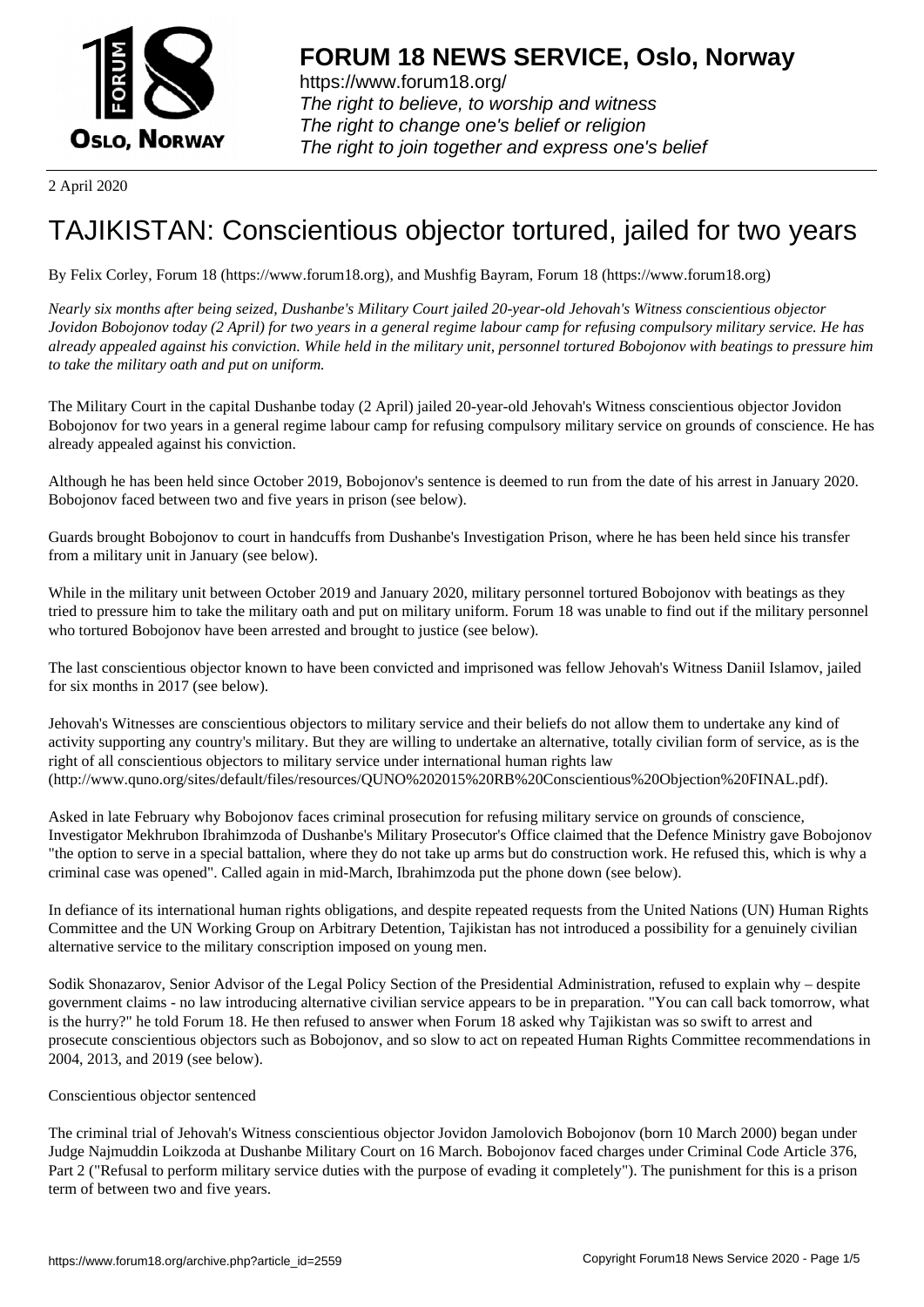# FORUM 18 NEWS SERVICE, Oslo, Norway

https://www.forum18.org/
*The right to believe, to worship and witness*
*The right to change one's belief or religion*
*The right to join together and express one's belief*

2 April 2020

# TAJIKISTAN: Conscientious objector tortured, jailed for two years

By Felix Corley, Forum 18 (https://www.forum18.org), and Mushfig Bayram, Forum 18 (https://www.forum18.org)

*Nearly six months after being seized, Dushanbe's Military Court jailed 20-year-old Jehovah's Witness conscientious objector Jovidon Bobojonov today (2 April) for two years in a general regime labour camp for refusing compulsory military service. He has already appealed against his conviction. While held in the military unit, personnel tortured Bobojonov with beatings to pressure him to take the military oath and put on uniform.*

The Military Court in the capital Dushanbe today (2 April) jailed 20-year-old Jehovah's Witness conscientious objector Jovidon Bobojonov for two years in a general regime labour camp for refusing compulsory military service on grounds of conscience. He has already appealed against his conviction.

Although he has been held since October 2019, Bobojonov's sentence is deemed to run from the date of his arrest in January 2020. Bobojonov faced between two and five years in prison (see below).

Guards brought Bobojonov to court in handcuffs from Dushanbe's Investigation Prison, where he has been held since his transfer from a military unit in January (see below).

While in the military unit between October 2019 and January 2020, military personnel tortured Bobojonov with beatings as they tried to pressure him to take the military oath and put on military uniform. Forum 18 was unable to find out if the military personnel who tortured Bobojonov have been arrested and brought to justice (see below).

The last conscientious objector known to have been convicted and imprisoned was fellow Jehovah's Witness Daniil Islamov, jailed for six months in 2017 (see below).

Jehovah's Witnesses are conscientious objectors to military service and their beliefs do not allow them to undertake any kind of activity supporting any country's military. But they are willing to undertake an alternative, totally civilian form of service, as is the right of all conscientious objectors to military service under international human rights law (http://www.quno.org/sites/default/files/resources/QUNO%202015%20RB%20Conscientious%20Objection%20FINAL.pdf).

Asked in late February why Bobojonov faces criminal prosecution for refusing military service on grounds of conscience, Investigator Mekhrubon Ibrahimzoda of Dushanbe's Military Prosecutor's Office claimed that the Defence Ministry gave Bobojonov "the option to serve in a special battalion, where they do not take up arms but do construction work. He refused this, which is why a criminal case was opened". Called again in mid-March, Ibrahimzoda put the phone down (see below).

In defiance of its international human rights obligations, and despite repeated requests from the United Nations (UN) Human Rights Committee and the UN Working Group on Arbitrary Detention, Tajikistan has not introduced a possibility for a genuinely civilian alternative service to the military conscription imposed on young men.

Sodik Shonazarov, Senior Advisor of the Legal Policy Section of the Presidential Administration, refused to explain why – despite government claims - no law introducing alternative civilian service appears to be in preparation. "You can call back tomorrow, what is the hurry?" he told Forum 18. He then refused to answer when Forum 18 asked why Tajikistan was so swift to arrest and prosecute conscientious objectors such as Bobojonov, and so slow to act on repeated Human Rights Committee recommendations in 2004, 2013, and 2019 (see below).

Conscientious objector sentenced

The criminal trial of Jehovah's Witness conscientious objector Jovidon Jamolovich Bobojonov (born 10 March 2000) began under Judge Najmuddin Loikzoda at Dushanbe Military Court on 16 March. Bobojonov faced charges under Criminal Code Article 376, Part 2 ("Refusal to perform military service duties with the purpose of evading it completely"). The punishment for this is a prison term of between two and five years.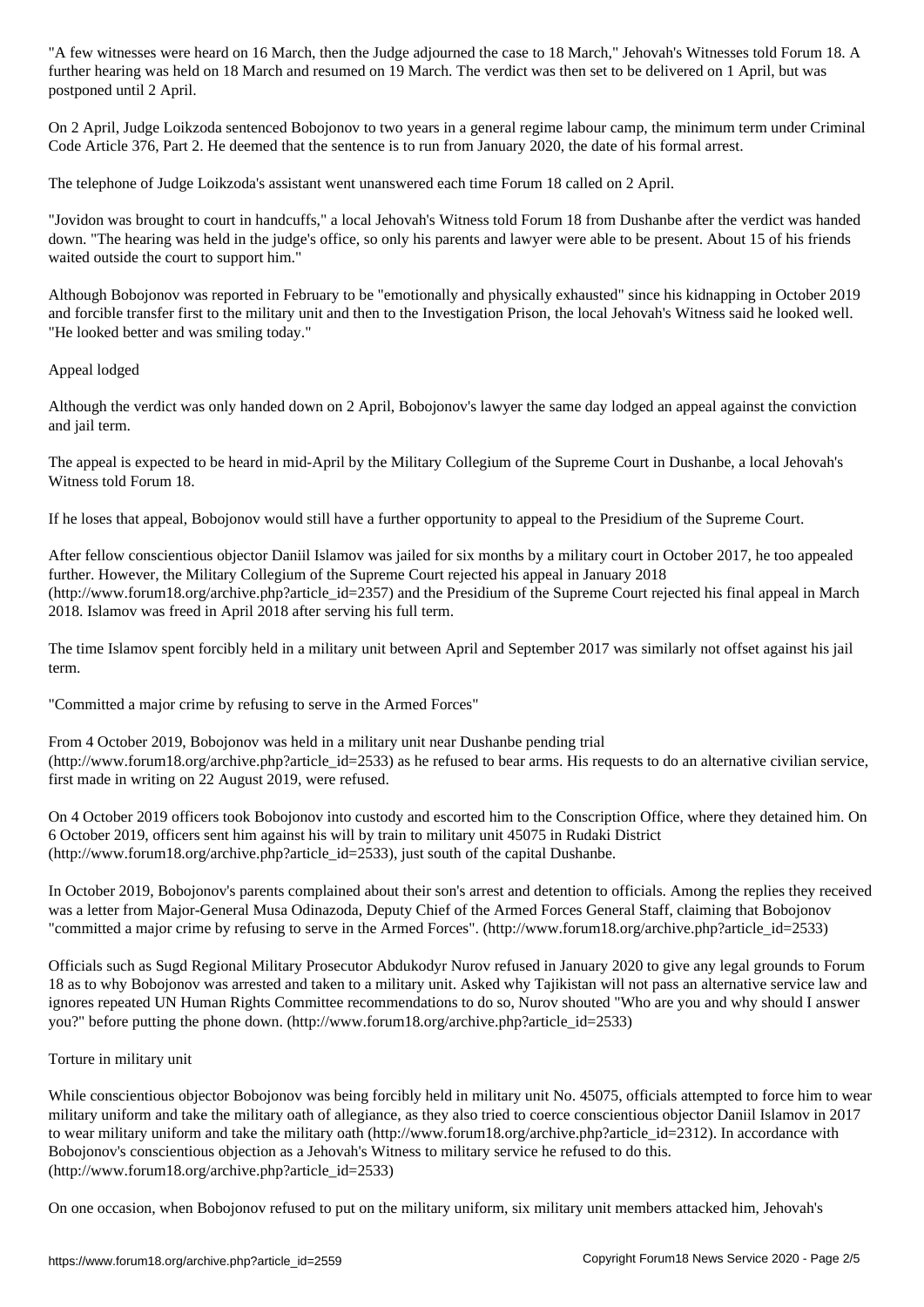"A few witnesses were heard on 16 March, then the Judge adjourned the case to 18 March," Jehovah's Witnesses told Forum 18. A further hearing was held on 18 March and resumed on 19 March. The verdict was then set to be delivered on 1 April, but was postponed until 2 April.

On 2 April, Judge Loikzoda sentenced Bobojonov to two years in a general regime labour camp, the minimum term under Criminal Code Article 376, Part 2. He deemed that the sentence is to run from January 2020, the date of his formal arrest.

The telephone of Judge Loikzoda's assistant went unanswered each time Forum 18 called on 2 April.

"Jovidon was brought to court in handcuffs," a local Jehovah's Witness told Forum 18 from Dushanbe after the verdict was handed down. "The hearing was held in the judge's office, so only his parents and lawyer were able to be present. About 15 of his friends waited outside the court to support him."

Although Bobojonov was reported in February to be "emotionally and physically exhausted" since his kidnapping in October 2019 and forcible transfer first to the military unit and then to the Investigation Prison, the local Jehovah's Witness said he looked well. "He looked better and was smiling today."

## Appeal lodged

Although the verdict was only handed down on 2 April, Bobojonov's lawyer the same day lodged an appeal against the conviction and jail term.

The appeal is expected to be heard in mid-April by the Military Collegium of the Supreme Court in Dushanbe, a local Jehovah's Witness told Forum 18.

If he loses that appeal, Bobojonov would still have a further opportunity to appeal to the Presidium of the Supreme Court.

After fellow conscientious objector Daniil Islamov was jailed for six months by a military court in October 2017, he too appealed further. However, the Military Collegium of the Supreme Court rejected his appeal in January 2018 (http://www.forum18.org/archive.php?article_id=2357) and the Presidium of the Supreme Court rejected his final appeal in March 2018. Islamov was freed in April 2018 after serving his full term.

The time Islamov spent forcibly held in a military unit between April and September 2017 was similarly not offset against his jail term.

## "Committed a major crime by refusing to serve in the Armed Forces"

From 4 October 2019, Bobojonov was held in a military unit near Dushanbe pending trial (http://www.forum18.org/archive.php?article_id=2533) as he refused to bear arms. His requests to do an alternative civilian service, first made in writing on 22 August 2019, were refused.

On 4 October 2019 officers took Bobojonov into custody and escorted him to the Conscription Office, where they detained him. On 6 October 2019, officers sent him against his will by train to military unit 45075 in Rudaki District (http://www.forum18.org/archive.php?article_id=2533), just south of the capital Dushanbe.

In October 2019, Bobojonov's parents complained about their son's arrest and detention to officials. Among the replies they received was a letter from Major-General Musa Odinazoda, Deputy Chief of the Armed Forces General Staff, claiming that Bobojonov "committed a major crime by refusing to serve in the Armed Forces". (http://www.forum18.org/archive.php?article_id=2533)

Officials such as Sugd Regional Military Prosecutor Abdukodyr Nurov refused in January 2020 to give any legal grounds to Forum 18 as to why Bobojonov was arrested and taken to a military unit. Asked why Tajikistan will not pass an alternative service law and ignores repeated UN Human Rights Committee recommendations to do so, Nurov shouted "Who are you and why should I answer you?" before putting the phone down. (http://www.forum18.org/archive.php?article_id=2533)

## Torture in military unit

While conscientious objector Bobojonov was being forcibly held in military unit No. 45075, officials attempted to force him to wear military uniform and take the military oath of allegiance, as they also tried to coerce conscientious objector Daniil Islamov in 2017 to wear military uniform and take the military oath (http://www.forum18.org/archive.php?article_id=2312). In accordance with Bobojonov's conscientious objection as a Jehovah's Witness to military service he refused to do this. (http://www.forum18.org/archive.php?article_id=2533)

On one occasion, when Bobojonov refused to put on the military uniform, six military unit members attacked him, Jehovah's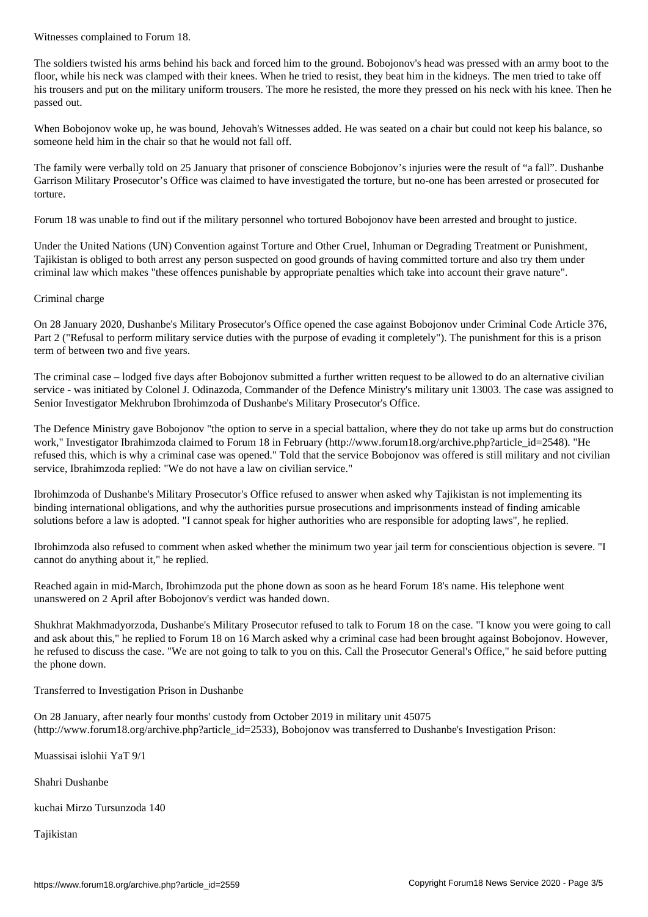Witnesses complained to Forum 18.

The soldiers twisted his arms behind his back and forced him to the ground. Bobojonov's head was pressed with an army boot to the floor, while his neck was clamped with their knees. When he tried to resist, they beat him in the kidneys. The men tried to take off his trousers and put on the military uniform trousers. The more he resisted, the more they pressed on his neck with his knee. Then he passed out.

When Bobojonov woke up, he was bound, Jehovah's Witnesses added. He was seated on a chair but could not keep his balance, so someone held him in the chair so that he would not fall off.

The family were verbally told on 25 January that prisoner of conscience Bobojonov's injuries were the result of "a fall". Dushanbe Garrison Military Prosecutor's Office was claimed to have investigated the torture, but no-one has been arrested or prosecuted for torture.

Forum 18 was unable to find out if the military personnel who tortured Bobojonov have been arrested and brought to justice.

Under the United Nations (UN) Convention against Torture and Other Cruel, Inhuman or Degrading Treatment or Punishment, Tajikistan is obliged to both arrest any person suspected on good grounds of having committed torture and also try them under criminal law which makes "these offences punishable by appropriate penalties which take into account their grave nature".

## Criminal charge

On 28 January 2020, Dushanbe's Military Prosecutor's Office opened the case against Bobojonov under Criminal Code Article 376, Part 2 ("Refusal to perform military service duties with the purpose of evading it completely"). The punishment for this is a prison term of between two and five years.

The criminal case – lodged five days after Bobojonov submitted a further written request to be allowed to do an alternative civilian service - was initiated by Colonel J. Odinazoda, Commander of the Defence Ministry's military unit 13003. The case was assigned to Senior Investigator Mekhrubon Ibrohimzoda of Dushanbe's Military Prosecutor's Office.

The Defence Ministry gave Bobojonov "the option to serve in a special battalion, where they do not take up arms but do construction work," Investigator Ibrahimzoda claimed to Forum 18 in February (http://www.forum18.org/archive.php?article_id=2548). "He refused this, which is why a criminal case was opened." Told that the service Bobojonov was offered is still military and not civilian service, Ibrahimzoda replied: "We do not have a law on civilian service."

Ibrohimzoda of Dushanbe's Military Prosecutor's Office refused to answer when asked why Tajikistan is not implementing its binding international obligations, and why the authorities pursue prosecutions and imprisonments instead of finding amicable solutions before a law is adopted. "I cannot speak for higher authorities who are responsible for adopting laws", he replied.

Ibrohimzoda also refused to comment when asked whether the minimum two year jail term for conscientious objection is severe. "I cannot do anything about it," he replied.

Reached again in mid-March, Ibrohimzoda put the phone down as soon as he heard Forum 18's name. His telephone went unanswered on 2 April after Bobojonov's verdict was handed down.

Shukhrat Makhmadyorzoda, Dushanbe's Military Prosecutor refused to talk to Forum 18 on the case. "I know you were going to call and ask about this," he replied to Forum 18 on 16 March asked why a criminal case had been brought against Bobojonov. However, he refused to discuss the case. "We are not going to talk to you on this. Call the Prosecutor General's Office," he said before putting the phone down.

## Transferred to Investigation Prison in Dushanbe

On 28 January, after nearly four months' custody from October 2019 in military unit 45075 (http://www.forum18.org/archive.php?article_id=2533), Bobojonov was transferred to Dushanbe's Investigation Prison:

Muassisai islohii YaT 9/1

Shahri Dushanbe

kuchai Mirzo Tursunzoda 140

Tajikistan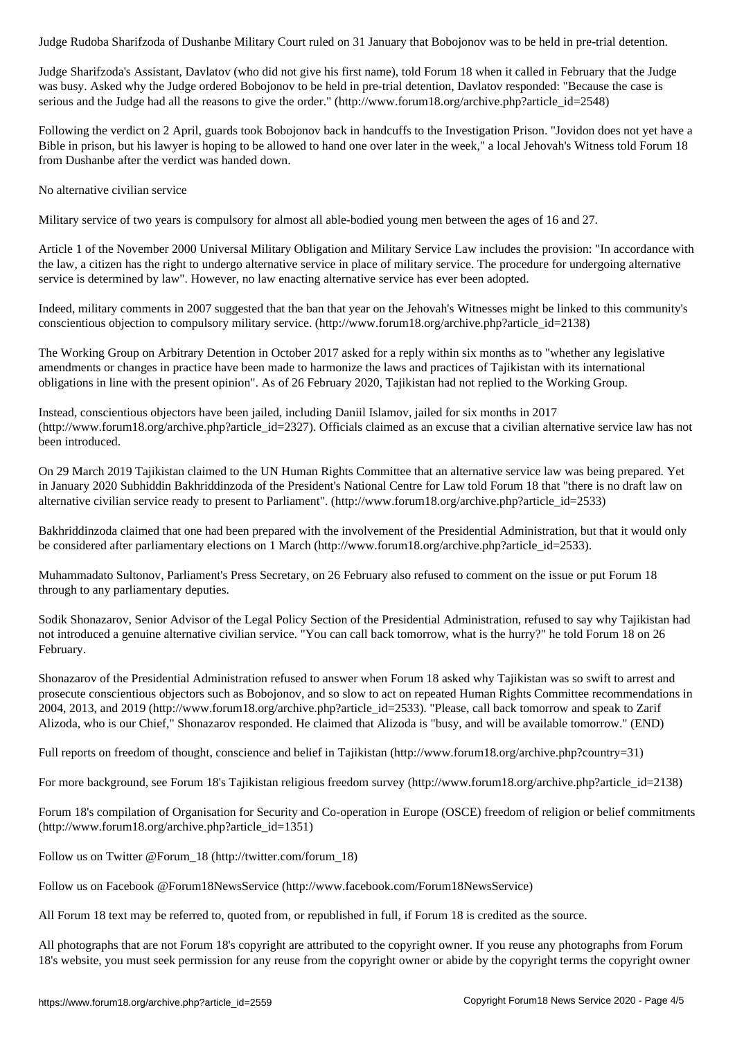Judge Rudoba Sharifzoda of Dushanbe Military Court ruled on 31 January that Bobojonov was to be held in pre-trial detention.

Judge Sharifzoda's Assistant, Davlatov (who did not give his first name), told Forum 18 when it called in February that the Judge was busy. Asked why the Judge ordered Bobojonov to be held in pre-trial detention, Davlatov responded: "Because the case is serious and the Judge had all the reasons to give the order." (http://www.forum18.org/archive.php?article_id=2548)

Following the verdict on 2 April, guards took Bobojonov back in handcuffs to the Investigation Prison. "Jovidon does not yet have a Bible in prison, but his lawyer is hoping to be allowed to hand one over later in the week," a local Jehovah's Witness told Forum 18 from Dushanbe after the verdict was handed down.

## No alternative civilian service

Military service of two years is compulsory for almost all able-bodied young men between the ages of 16 and 27.

Article 1 of the November 2000 Universal Military Obligation and Military Service Law includes the provision: "In accordance with the law, a citizen has the right to undergo alternative service in place of military service. The procedure for undergoing alternative service is determined by law". However, no law enacting alternative service has ever been adopted.

Indeed, military comments in 2007 suggested that the ban that year on the Jehovah's Witnesses might be linked to this community's conscientious objection to compulsory military service. (http://www.forum18.org/archive.php?article_id=2138)

The Working Group on Arbitrary Detention in October 2017 asked for a reply within six months as to "whether any legislative amendments or changes in practice have been made to harmonize the laws and practices of Tajikistan with its international obligations in line with the present opinion". As of 26 February 2020, Tajikistan had not replied to the Working Group.

Instead, conscientious objectors have been jailed, including Daniil Islamov, jailed for six months in 2017 (http://www.forum18.org/archive.php?article_id=2327). Officials claimed as an excuse that a civilian alternative service law has not been introduced.

On 29 March 2019 Tajikistan claimed to the UN Human Rights Committee that an alternative service law was being prepared. Yet in January 2020 Subhiddin Bakhriddinzoda of the President's National Centre for Law told Forum 18 that "there is no draft law on alternative civilian service ready to present to Parliament". (http://www.forum18.org/archive.php?article_id=2533)

Bakhriddinzoda claimed that one had been prepared with the involvement of the Presidential Administration, but that it would only be considered after parliamentary elections on 1 March (http://www.forum18.org/archive.php?article_id=2533).

Muhammadato Sultonov, Parliament's Press Secretary, on 26 February also refused to comment on the issue or put Forum 18 through to any parliamentary deputies.

Sodik Shonazarov, Senior Advisor of the Legal Policy Section of the Presidential Administration, refused to say why Tajikistan had not introduced a genuine alternative civilian service. "You can call back tomorrow, what is the hurry?" he told Forum 18 on 26 February.

Shonazarov of the Presidential Administration refused to answer when Forum 18 asked why Tajikistan was so swift to arrest and prosecute conscientious objectors such as Bobojonov, and so slow to act on repeated Human Rights Committee recommendations in 2004, 2013, and 2019 (http://www.forum18.org/archive.php?article_id=2533). "Please, call back tomorrow and speak to Zarif Alizoda, who is our Chief," Shonazarov responded. He claimed that Alizoda is "busy, and will be available tomorrow." (END)

Full reports on freedom of thought, conscience and belief in Tajikistan (http://www.forum18.org/archive.php?country=31)

For more background, see Forum 18's Tajikistan religious freedom survey (http://www.forum18.org/archive.php?article_id=2138)

Forum 18's compilation of Organisation for Security and Co-operation in Europe (OSCE) freedom of religion or belief commitments (http://www.forum18.org/archive.php?article_id=1351)

Follow us on Twitter @Forum_18 (http://twitter.com/forum_18)

Follow us on Facebook @Forum18NewsService (http://www.facebook.com/Forum18NewsService)

All Forum 18 text may be referred to, quoted from, or republished in full, if Forum 18 is credited as the source.

All photographs that are not Forum 18's copyright are attributed to the copyright owner. If you reuse any photographs from Forum 18's website, you must seek permission for any reuse from the copyright owner or abide by the copyright terms the copyright owner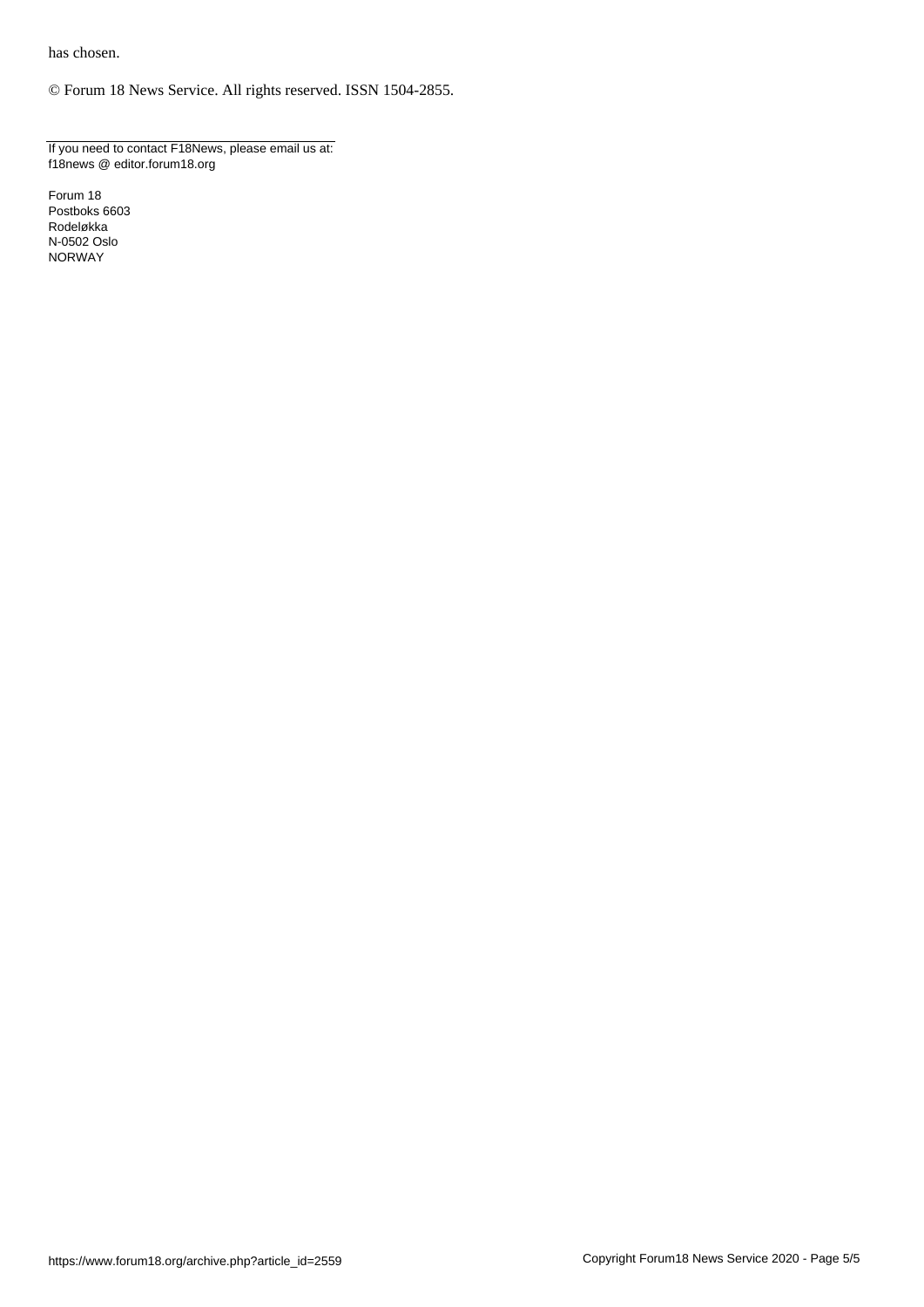has chosen.

© Forum 18 News Service. All rights reserved. ISSN 1504-2855.

If you need to contact F18News, please email us at:
f18news @ editor.forum18.org

Forum 18
Postboks 6603
Rodeløkka
N-0502 Oslo
NORWAY